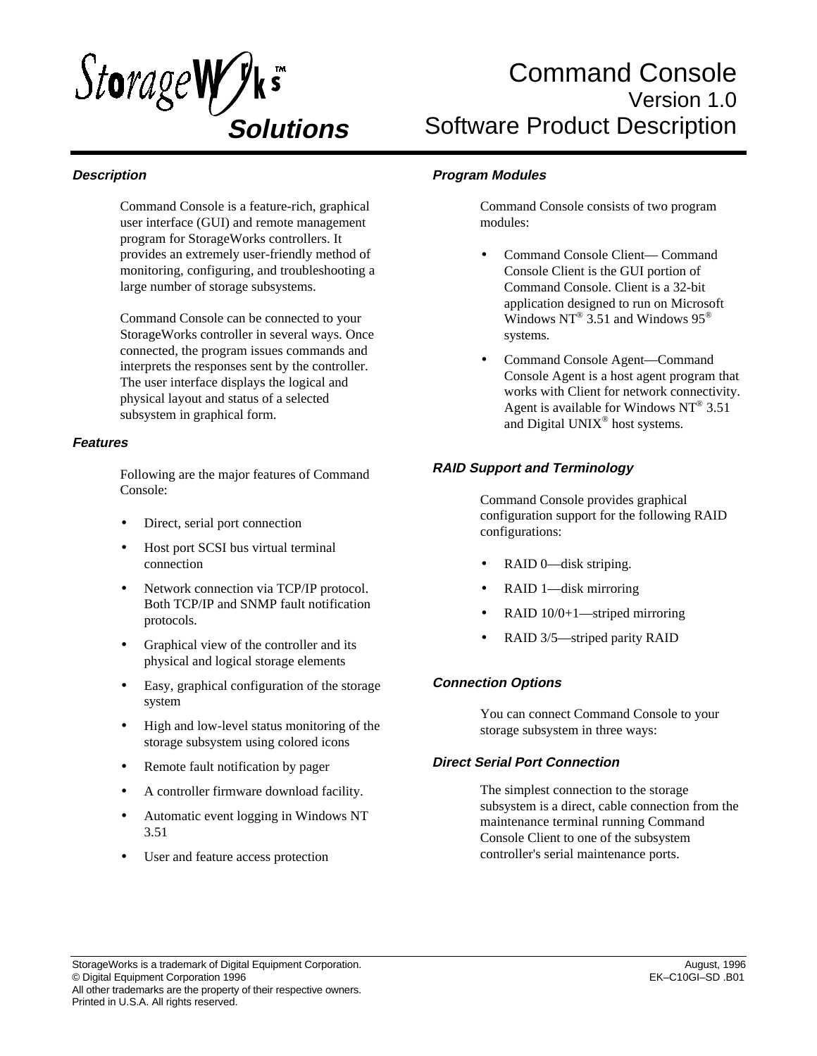StorageWorks™ **Solutions**

# Command Console

## Version 1.0

## Software Product Description

### *Description*

Command Console is a feature-rich, graphical user interface (GUI) and remote management program for StorageWorks controllers. It provides an extremely user-friendly method of monitoring, configuring, and troubleshooting a large number of storage subsystems.

Command Console can be connected to your StorageWorks controller in several ways. Once connected, the program issues commands and interprets the responses sent by the controller. The user interface displays the logical and physical layout and status of a selected subsystem in graphical form.

### *Features*

Following are the major features of Command Console:

- Direct, serial port connection
- Host port SCSI bus virtual terminal connection
- Network connection via TCP/IP protocol. Both TCP/IP and SNMP fault notification protocols.
- Graphical view of the controller and its physical and logical storage elements
- Easy, graphical configuration of the storage system
- High and low-level status monitoring of the storage subsystem using colored icons
- Remote fault notification by pager
- A controller firmware download facility.
- Automatic event logging in Windows NT 3.51
- User and feature access protection

### *Program Modules*

Command Console consists of two program modules:

- Command Console Client— Command Console Client is the GUI portion of Command Console. Client is a 32-bit application designed to run on Microsoft Windows NT® 3.51 and Windows 95® systems.
- Command Console Agent—Command Console Agent is a host agent program that works with Client for network connectivity. Agent is available for Windows NT® 3.51 and Digital UNIX® host systems.

### *RAID Support and Terminology*

Command Console provides graphical configuration support for the following RAID configurations:

- RAID 0—disk striping.
- RAID 1—disk mirroring
- RAID 10/0+1—striped mirroring
- RAID 3/5—striped parity RAID

### *Connection Options*

You can connect Command Console to your storage subsystem in three ways:

### *Direct Serial Port Connection*

The simplest connection to the storage subsystem is a direct, cable connection from the maintenance terminal running Command Console Client to one of the subsystem controller's serial maintenance ports.

StorageWorks is a trademark of Digital Equipment Corporation.
© Digital Equipment Corporation 1996
All other trademarks are the property of their respective owners.
Printed in U.S.A. All rights reserved.

August, 1996
EK–C10GI–SD .B01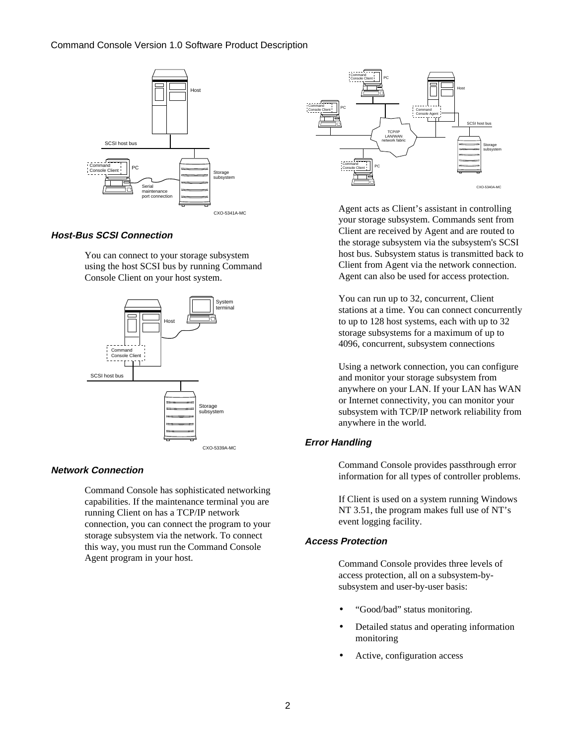### Host-Bus SCSI Connection

You can connect to your storage subsystem using the host SCSI bus by running Command Console Client on your host system.

### Network Connection

Command Console has sophisticated networking capabilities. If the maintenance terminal you are running Client on has a TCP/IP network connection, you can connect the program to your storage subsystem via the network. To connect this way, you must run the Command Console Agent program in your host.

Agent acts as Client's assistant in controlling your storage subsystem. Commands sent from Client are received by Agent and are routed to the storage subsystem via the subsystem's SCSI host bus. Subsystem status is transmitted back to Client from Agent via the network connection. Agent can also be used for access protection.

You can run up to 32, concurrent, Client stations at a time. You can connect concurrently to up to 128 host systems, each with up to 32 storage subsystems for a maximum of up to 4096, concurrent, subsystem connections

Using a network connection, you can configure and monitor your storage subsystem from anywhere on your LAN. If your LAN has WAN or Internet connectivity, you can monitor your subsystem with TCP/IP network reliability from anywhere in the world.

### Error Handling

Command Console provides passthrough error information for all types of controller problems.

If Client is used on a system running Windows NT 3.51, the program makes full use of NT's event logging facility.

### Access Protection

Command Console provides three levels of access protection, all on a subsystem-by-subsystem and user-by-user basis:

- "Good/bad" status monitoring.
- Detailed status and operating information monitoring
- Active, configuration access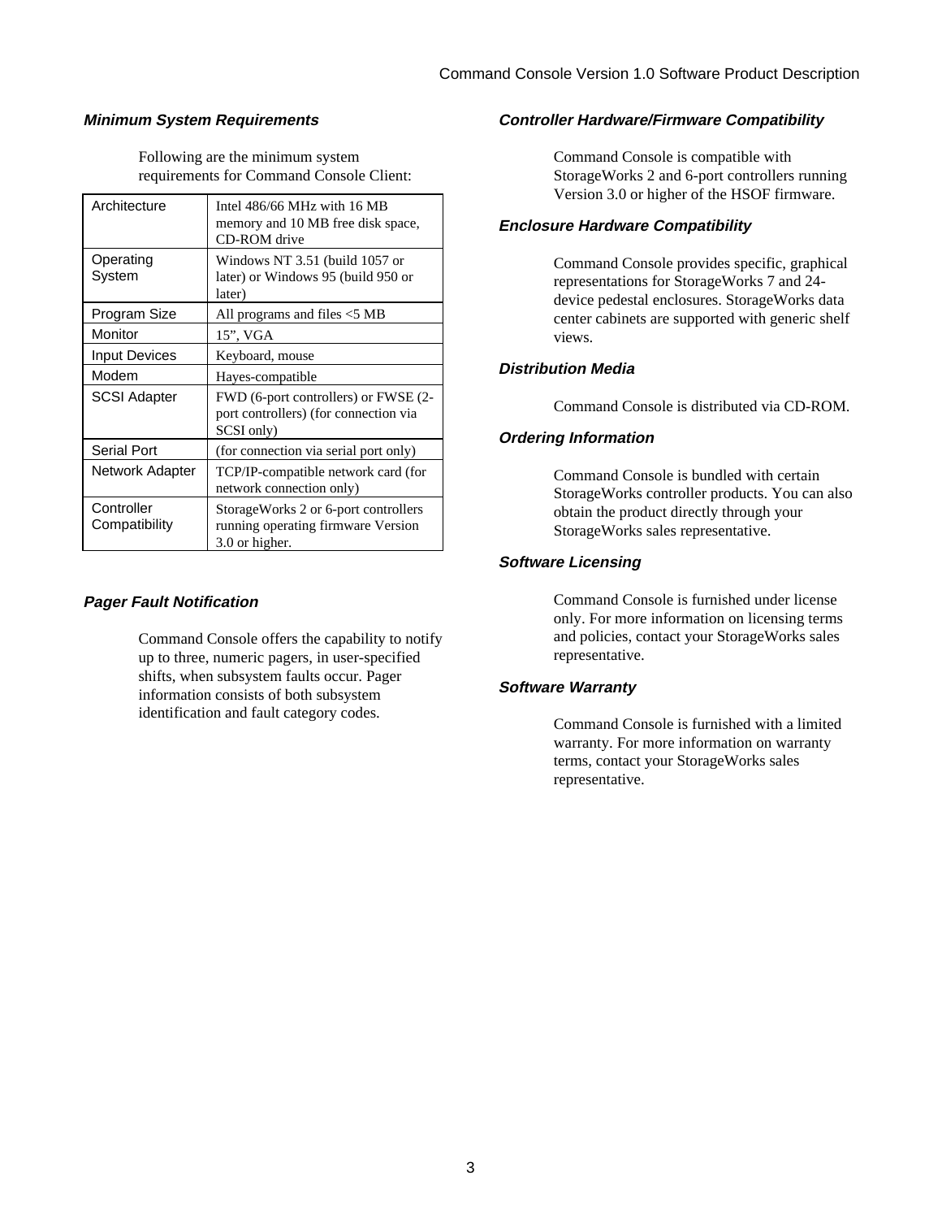### *Minimum System Requirements*

Following are the minimum system requirements for Command Console Client:

| | |
|---|---|
| Architecture | Intel 486/66 MHz with 16 MB memory and 10 MB free disk space, CD-ROM drive |
| Operating System | Windows NT 3.51 (build 1057 or later) or Windows 95 (build 950 or later) |
| Program Size | All programs and files <5 MB |
| Monitor | 15", VGA |
| Input Devices | Keyboard, mouse |
| Modem | Hayes-compatible |
| SCSI Adapter | FWD (6-port controllers) or FWSE (2-port controllers) (for connection via SCSI only) |
| Serial Port | (for connection via serial port only) |
| Network Adapter | TCP/IP-compatible network card (for network connection only) |
| Controller Compatibility | StorageWorks 2 or 6-port controllers running operating firmware Version 3.0 or higher. |

### *Pager Fault Notification*

Command Console offers the capability to notify up to three, numeric pagers, in user-specified shifts, when subsystem faults occur. Pager information consists of both subsystem identification and fault category codes.

### *Controller Hardware/Firmware Compatibility*

Command Console is compatible with StorageWorks 2 and 6-port controllers running Version 3.0 or higher of the HSOF firmware.

### *Enclosure Hardware Compatibility*

Command Console provides specific, graphical representations for StorageWorks 7 and 24-device pedestal enclosures. StorageWorks data center cabinets are supported with generic shelf views.

### *Distribution Media*

Command Console is distributed via CD-ROM.

### *Ordering Information*

Command Console is bundled with certain StorageWorks controller products. You can also obtain the product directly through your StorageWorks sales representative.

### *Software Licensing*

Command Console is furnished under license only. For more information on licensing terms and policies, contact your StorageWorks sales representative.

### *Software Warranty*

Command Console is furnished with a limited warranty. For more information on warranty terms, contact your StorageWorks sales representative.